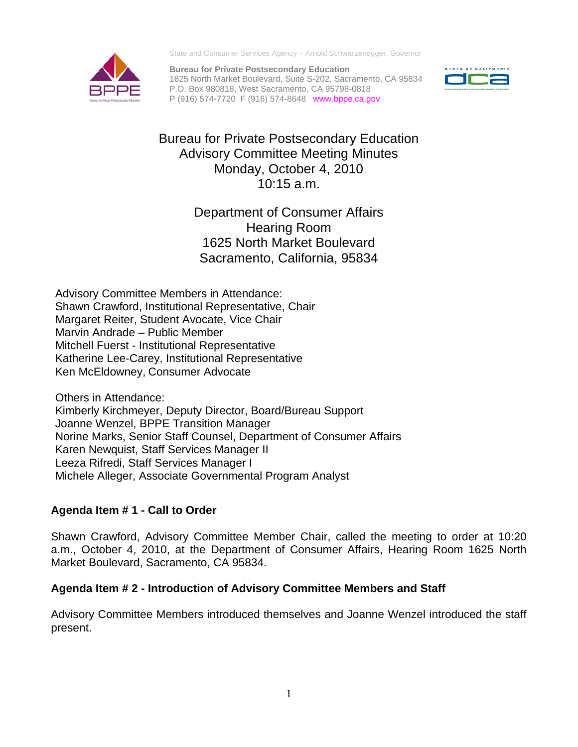State and Consumer Services Agency – Arnold Schwarzenegger, Governor

**Bureau for Private Postsecondary Education**
1625 North Market Boulevard, Suite S-202, Sacramento, CA 95834
P.O. Box 980818, West Sacramento, CA 95798-0818
P (916) 574-7720 F (916) 574-8648 www.bppe.ca.gov

# Bureau for Private Postsecondary Education Advisory Committee Meeting Minutes
Monday, October 4, 2010
10:15 a.m.

Department of Consumer Affairs
Hearing Room
1625 North Market Boulevard
Sacramento, California, 95834

Advisory Committee Members in Attendance:
Shawn Crawford, Institutional Representative, Chair
Margaret Reiter, Student Avocate, Vice Chair
Marvin Andrade – Public Member
Mitchell Fuerst - Institutional Representative
Katherine Lee-Carey, Institutional Representative
Ken McEldowney, Consumer Advocate

Others in Attendance:
Kimberly Kirchmeyer, Deputy Director, Board/Bureau Support
Joanne Wenzel, BPPE Transition Manager
Norine Marks, Senior Staff Counsel, Department of Consumer Affairs
Karen Newquist, Staff Services Manager II
Leeza Rifredi, Staff Services Manager I
Michele Alleger, Associate Governmental Program Analyst

### Agenda Item # 1 - Call to Order

Shawn Crawford, Advisory Committee Member Chair, called the meeting to order at 10:20 a.m., October 4, 2010, at the Department of Consumer Affairs, Hearing Room 1625 North Market Boulevard, Sacramento, CA 95834.

### Agenda Item # 2 - Introduction of Advisory Committee Members and Staff

Advisory Committee Members introduced themselves and Joanne Wenzel introduced the staff present.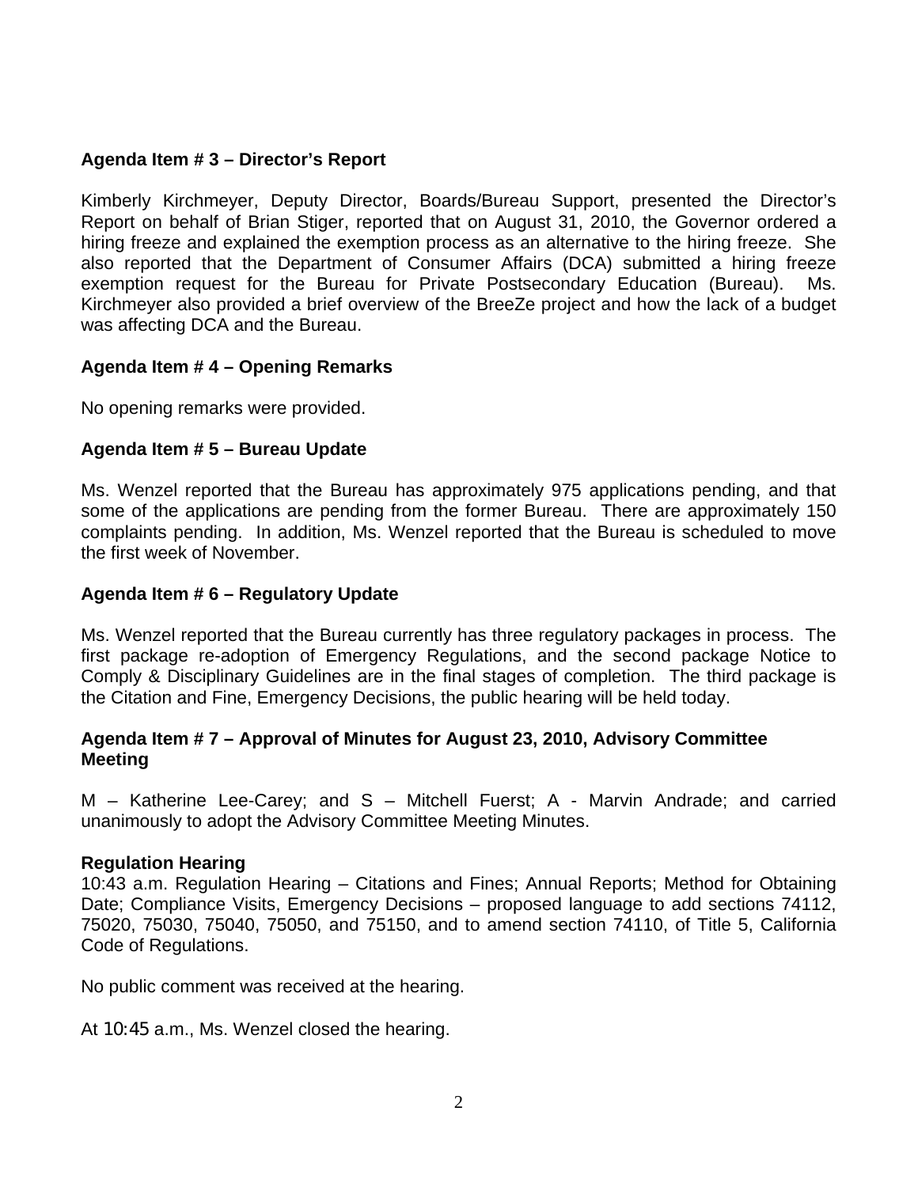**Agenda Item # 3 – Director's Report**

Kimberly Kirchmeyer, Deputy Director, Boards/Bureau Support, presented the Director's Report on behalf of Brian Stiger, reported that on August 31, 2010, the Governor ordered a hiring freeze and explained the exemption process as an alternative to the hiring freeze. She also reported that the Department of Consumer Affairs (DCA) submitted a hiring freeze exemption request for the Bureau for Private Postsecondary Education (Bureau). Ms. Kirchmeyer also provided a brief overview of the BreeZe project and how the lack of a budget was affecting DCA and the Bureau.

**Agenda Item # 4 – Opening Remarks**

No opening remarks were provided.

**Agenda Item # 5 – Bureau Update**

Ms. Wenzel reported that the Bureau has approximately 975 applications pending, and that some of the applications are pending from the former Bureau. There are approximately 150 complaints pending. In addition, Ms. Wenzel reported that the Bureau is scheduled to move the first week of November.

**Agenda Item # 6 – Regulatory Update**

Ms. Wenzel reported that the Bureau currently has three regulatory packages in process. The first package re-adoption of Emergency Regulations, and the second package Notice to Comply & Disciplinary Guidelines are in the final stages of completion. The third package is the Citation and Fine, Emergency Decisions, the public hearing will be held today.

**Agenda Item # 7 – Approval of Minutes for August 23, 2010, Advisory Committee Meeting**

M – Katherine Lee-Carey; and S – Mitchell Fuerst; A - Marvin Andrade; and carried unanimously to adopt the Advisory Committee Meeting Minutes.

**Regulation Hearing**

10:43 a.m. Regulation Hearing – Citations and Fines; Annual Reports; Method for Obtaining Date; Compliance Visits, Emergency Decisions – proposed language to add sections 74112, 75020, 75030, 75040, 75050, and 75150, and to amend section 74110, of Title 5, California Code of Regulations.

No public comment was received at the hearing.

At 10:45 a.m., Ms. Wenzel closed the hearing.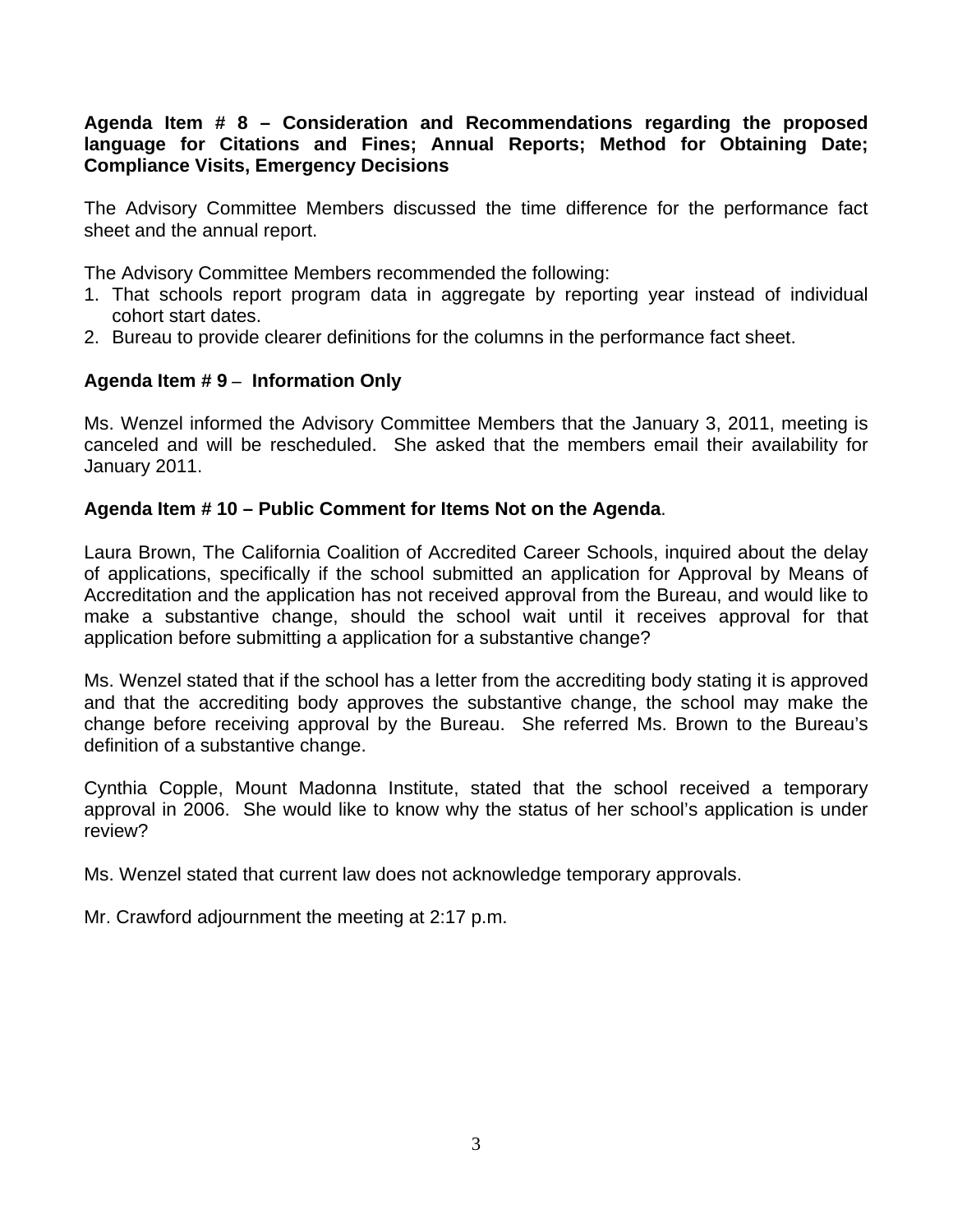**Agenda Item # 8 – Consideration and Recommendations regarding the proposed language for Citations and Fines; Annual Reports; Method for Obtaining Date; Compliance Visits, Emergency Decisions**

The Advisory Committee Members discussed the time difference for the performance fact sheet and the annual report.

The Advisory Committee Members recommended the following:

1. That schools report program data in aggregate by reporting year instead of individual cohort start dates.
2. Bureau to provide clearer definitions for the columns in the performance fact sheet.

**Agenda Item # 9 – Information Only**

Ms. Wenzel informed the Advisory Committee Members that the January 3, 2011, meeting is canceled and will be rescheduled. She asked that the members email their availability for January 2011.

**Agenda Item # 10 – Public Comment for Items Not on the Agenda**.

Laura Brown, The California Coalition of Accredited Career Schools, inquired about the delay of applications, specifically if the school submitted an application for Approval by Means of Accreditation and the application has not received approval from the Bureau, and would like to make a substantive change, should the school wait until it receives approval for that application before submitting a application for a substantive change?

Ms. Wenzel stated that if the school has a letter from the accrediting body stating it is approved and that the accrediting body approves the substantive change, the school may make the change before receiving approval by the Bureau. She referred Ms. Brown to the Bureau's definition of a substantive change.

Cynthia Copple, Mount Madonna Institute, stated that the school received a temporary approval in 2006. She would like to know why the status of her school's application is under review?

Ms. Wenzel stated that current law does not acknowledge temporary approvals.

Mr. Crawford adjournment the meeting at 2:17 p.m.